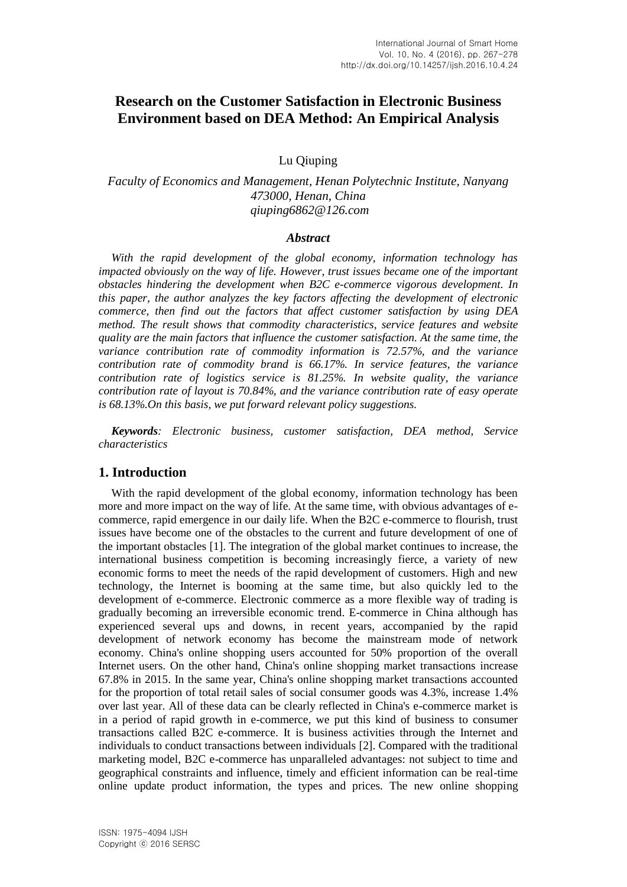# Research on the Customer Satisfaction in Electronic Business Environment based on DEA Method: An Empirical Analysis

Lu Qiuping

*Faculty of Economics and Management, Henan Polytechnic Institute, Nanyang 473000, Henan, China*
*qiuping6862@126.com*

### *Abstract*

*With the rapid development of the global economy, information technology has impacted obviously on the way of life. However, trust issues became one of the important obstacles hindering the development when B2C e-commerce vigorous development. In this paper, the author analyzes the key factors affecting the development of electronic commerce, then find out the factors that affect customer satisfaction by using DEA method. The result shows that commodity characteristics, service features and website quality are the main factors that influence the customer satisfaction. At the same time, the variance contribution rate of commodity information is 72.57%, and the variance contribution rate of commodity brand is 66.17%. In service features, the variance contribution rate of logistics service is 81.25%. In website quality, the variance contribution rate of layout is 70.84%, and the variance contribution rate of easy operate is 68.13%.On this basis, we put forward relevant policy suggestions.*

***Keywords****: Electronic business, customer satisfaction, DEA method, Service characteristics*

## 1. Introduction

With the rapid development of the global economy, information technology has been more and more impact on the way of life. At the same time, with obvious advantages of e-commerce, rapid emergence in our daily life. When the B2C e-commerce to flourish, trust issues have become one of the obstacles to the current and future development of one of the important obstacles [1]. The integration of the global market continues to increase, the international business competition is becoming increasingly fierce, a variety of new economic forms to meet the needs of the rapid development of customers. High and new technology, the Internet is booming at the same time, but also quickly led to the development of e-commerce. Electronic commerce as a more flexible way of trading is gradually becoming an irreversible economic trend. E-commerce in China although has experienced several ups and downs, in recent years, accompanied by the rapid development of network economy has become the mainstream mode of network economy. China's online shopping users accounted for 50% proportion of the overall Internet users. On the other hand, China's online shopping market transactions increase 67.8% in 2015. In the same year, China's online shopping market transactions accounted for the proportion of total retail sales of social consumer goods was 4.3%, increase 1.4% over last year. All of these data can be clearly reflected in China's e-commerce market is in a period of rapid growth in e-commerce, we put this kind of business to consumer transactions called B2C e-commerce. It is business activities through the Internet and individuals to conduct transactions between individuals [2]. Compared with the traditional marketing model, B2C e-commerce has unparalleled advantages: not subject to time and geographical constraints and influence, timely and efficient information can be real-time online update product information, the types and prices. The new online shopping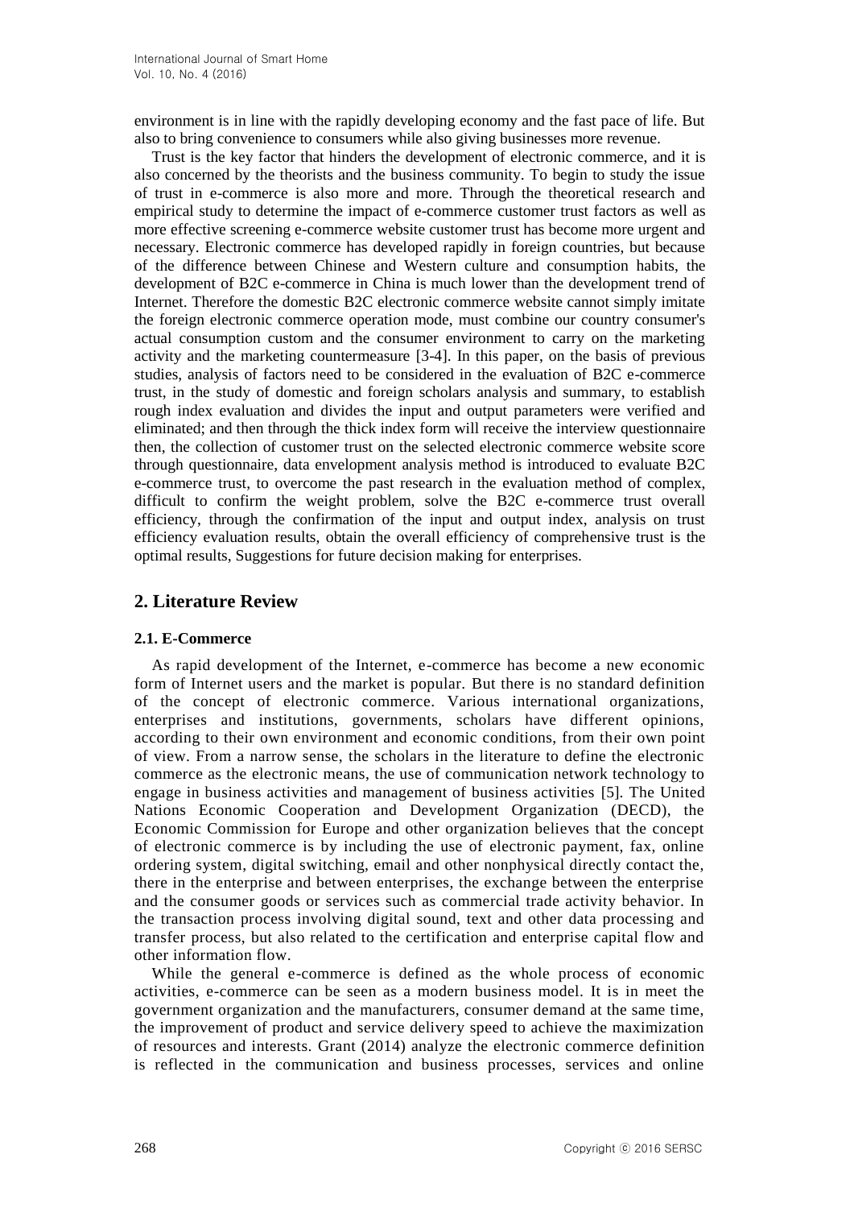environment is in line with the rapidly developing economy and the fast pace of life. But also to bring convenience to consumers while also giving businesses more revenue.

Trust is the key factor that hinders the development of electronic commerce, and it is also concerned by the theorists and the business community. To begin to study the issue of trust in e-commerce is also more and more. Through the theoretical research and empirical study to determine the impact of e-commerce customer trust factors as well as more effective screening e-commerce website customer trust has become more urgent and necessary. Electronic commerce has developed rapidly in foreign countries, but because of the difference between Chinese and Western culture and consumption habits, the development of B2C e-commerce in China is much lower than the development trend of Internet. Therefore the domestic B2C electronic commerce website cannot simply imitate the foreign electronic commerce operation mode, must combine our country consumer's actual consumption custom and the consumer environment to carry on the marketing activity and the marketing countermeasure [3-4]. In this paper, on the basis of previous studies, analysis of factors need to be considered in the evaluation of B2C e-commerce trust, in the study of domestic and foreign scholars analysis and summary, to establish rough index evaluation and divides the input and output parameters were verified and eliminated; and then through the thick index form will receive the interview questionnaire then, the collection of customer trust on the selected electronic commerce website score through questionnaire, data envelopment analysis method is introduced to evaluate B2C e-commerce trust, to overcome the past research in the evaluation method of complex, difficult to confirm the weight problem, solve the B2C e-commerce trust overall efficiency, through the confirmation of the input and output index, analysis on trust efficiency evaluation results, obtain the overall efficiency of comprehensive trust is the optimal results, Suggestions for future decision making for enterprises.

## 2. Literature Review

### 2.1. E-Commerce

As rapid development of the Internet, e-commerce has become a new economic form of Internet users and the market is popular. But there is no standard definition of the concept of electronic commerce. Various international organizations, enterprises and institutions, governments, scholars have different opinions, according to their own environment and economic conditions, from their own point of view. From a narrow sense, the scholars in the literature to define the electronic commerce as the electronic means, the use of communication network technology to engage in business activities and management of business activities [5]. The United Nations Economic Cooperation and Development Organization (DECD), the Economic Commission for Europe and other organization believes that the concept of electronic commerce is by including the use of electronic payment, fax, online ordering system, digital switching, email and other nonphysical directly contact the, there in the enterprise and between enterprises, the exchange between the enterprise and the consumer goods or services such as commercial trade activity behavior. In the transaction process involving digital sound, text and other data processing and transfer process, but also related to the certification and enterprise capital flow and other information flow.

While the general e-commerce is defined as the whole process of economic activities, e-commerce can be seen as a modern business model. It is in meet the government organization and the manufacturers, consumer demand at the same time, the improvement of product and service delivery speed to achieve the maximization of resources and interests. Grant (2014) analyze the electronic commerce definition is reflected in the communication and business processes, services and online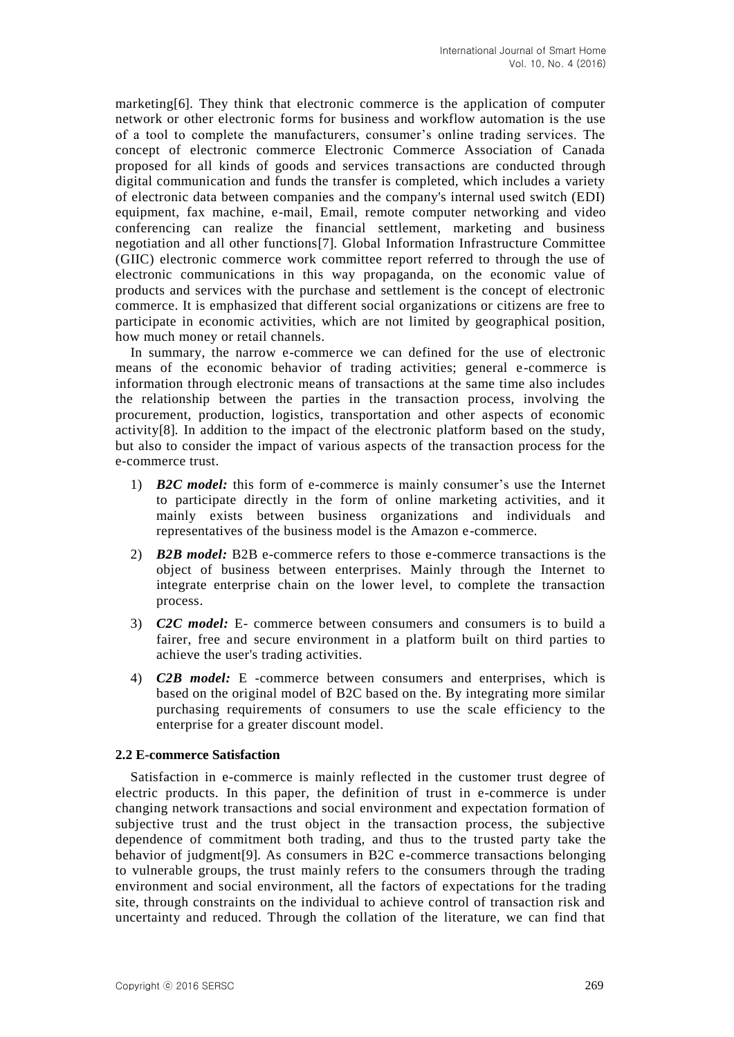marketing[6]. They think that electronic commerce is the application of computer network or other electronic forms for business and workflow automation is the use of a tool to complete the manufacturers, consumer's online trading services. The concept of electronic commerce Electronic Commerce Association of Canada proposed for all kinds of goods and services transactions are conducted through digital communication and funds the transfer is completed, which includes a variety of electronic data between companies and the company's internal used switch (EDI) equipment, fax machine, e-mail, Email, remote computer networking and video conferencing can realize the financial settlement, marketing and business negotiation and all other functions[7]. Global Information Infrastructure Committee (GIIC) electronic commerce work committee report referred to through the use of electronic communications in this way propaganda, on the economic value of products and services with the purchase and settlement is the concept of electronic commerce. It is emphasized that different social organizations or citizens are free to participate in economic activities, which are not limited by geographical position, how much money or retail channels.

In summary, the narrow e-commerce we can defined for the use of electronic means of the economic behavior of trading activities; general e-commerce is information through electronic means of transactions at the same time also includes the relationship between the parties in the transaction process, involving the procurement, production, logistics, transportation and other aspects of economic activity[8]. In addition to the impact of the electronic platform based on the study, but also to consider the impact of various aspects of the transaction process for the e-commerce trust.

1) ***B2C model:*** this form of e-commerce is mainly consumer's use the Internet to participate directly in the form of online marketing activities, and it mainly exists between business organizations and individuals and representatives of the business model is the Amazon e-commerce.

2) ***B2B model:*** B2B e-commerce refers to those e-commerce transactions is the object of business between enterprises. Mainly through the Internet to integrate enterprise chain on the lower level, to complete the transaction process.

3) ***C2C model:*** E- commerce between consumers and consumers is to build a fairer, free and secure environment in a platform built on third parties to achieve the user's trading activities.

4) ***C2B model:*** E -commerce between consumers and enterprises, which is based on the original model of B2C based on the. By integrating more similar purchasing requirements of consumers to use the scale efficiency to the enterprise for a greater discount model.

### 2.2 E-commerce Satisfaction

Satisfaction in e-commerce is mainly reflected in the customer trust degree of electric products. In this paper, the definition of trust in e-commerce is under changing network transactions and social environment and expectation formation of subjective trust and the trust object in the transaction process, the subjective dependence of commitment both trading, and thus to the trusted party take the behavior of judgment[9]. As consumers in B2C e-commerce transactions belonging to vulnerable groups, the trust mainly refers to the consumers through the trading environment and social environment, all the factors of expectations for the trading site, through constraints on the individual to achieve control of transaction risk and uncertainty and reduced. Through the collation of the literature, we can find that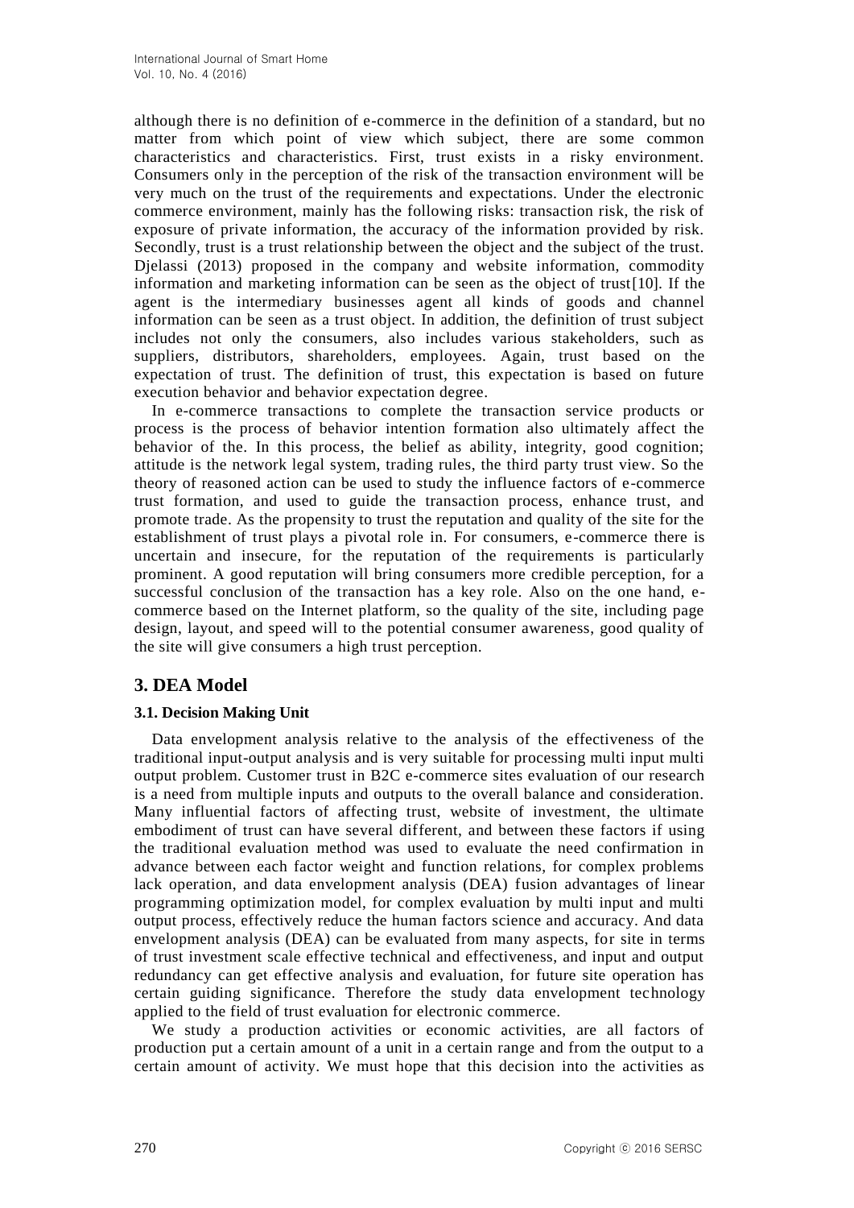although there is no definition of e-commerce in the definition of a standard, but no matter from which point of view which subject, there are some common characteristics and characteristics. First, trust exists in a risky environment. Consumers only in the perception of the risk of the transaction environment will be very much on the trust of the requirements and expectations. Under the electronic commerce environment, mainly has the following risks: transaction risk, the risk of exposure of private information, the accuracy of the information provided by risk. Secondly, trust is a trust relationship between the object and the subject of the trust. Djelassi (2013) proposed in the company and website information, commodity information and marketing information can be seen as the object of trust[10]. If the agent is the intermediary businesses agent all kinds of goods and channel information can be seen as a trust object. In addition, the definition of trust subject includes not only the consumers, also includes various stakeholders, such as suppliers, distributors, shareholders, employees. Again, trust based on the expectation of trust. The definition of trust, this expectation is based on future execution behavior and behavior expectation degree.

In e-commerce transactions to complete the transaction service products or process is the process of behavior intention formation also ultimately affect the behavior of the. In this process, the belief as ability, integrity, good cognition; attitude is the network legal system, trading rules, the third party trust view. So the theory of reasoned action can be used to study the influence factors of e-commerce trust formation, and used to guide the transaction process, enhance trust, and promote trade. As the propensity to trust the reputation and quality of the site for the establishment of trust plays a pivotal role in. For consumers, e-commerce there is uncertain and insecure, for the reputation of the requirements is particularly prominent. A good reputation will bring consumers more credible perception, for a successful conclusion of the transaction has a key role. Also on the one hand, e-commerce based on the Internet platform, so the quality of the site, including page design, layout, and speed will to the potential consumer awareness, good quality of the site will give consumers a high trust perception.

## 3. DEA Model

### 3.1. Decision Making Unit

Data envelopment analysis relative to the analysis of the effectiveness of the traditional input-output analysis and is very suitable for processing multi input multi output problem. Customer trust in B2C e-commerce sites evaluation of our research is a need from multiple inputs and outputs to the overall balance and consideration. Many influential factors of affecting trust, website of investment, the ultimate embodiment of trust can have several different, and between these factors if using the traditional evaluation method was used to evaluate the need confirmation in advance between each factor weight and function relations, for complex problems lack operation, and data envelopment analysis (DEA) fusion advantages of linear programming optimization model, for complex evaluation by multi input and multi output process, effectively reduce the human factors science and accuracy. And data envelopment analysis (DEA) can be evaluated from many aspects, for site in terms of trust investment scale effective technical and effectiveness, and input and output redundancy can get effective analysis and evaluation, for future site operation has certain guiding significance. Therefore the study data envelopment technology applied to the field of trust evaluation for electronic commerce.

We study a production activities or economic activities, are all factors of production put a certain amount of a unit in a certain range and from the output to a certain amount of activity. We must hope that this decision into the activities as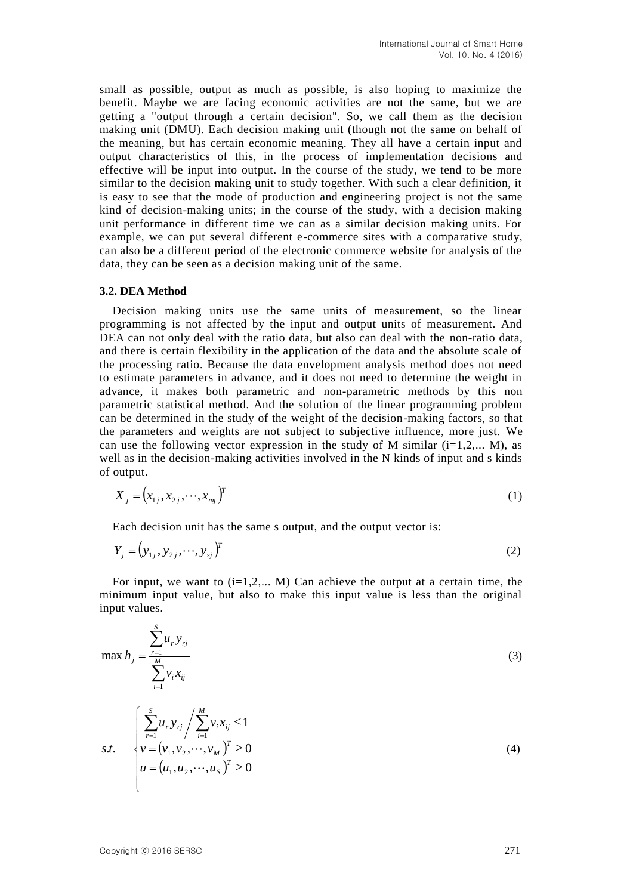small as possible, output as much as possible, is also hoping to maximize the benefit. Maybe we are facing economic activities are not the same, but we are getting a "output through a certain decision". So, we call them as the decision making unit (DMU). Each decision making unit (though not the same on behalf of the meaning, but has certain economic meaning. They all have a certain input and output characteristics of this, in the process of implementation decisions and effective will be input into output. In the course of the study, we tend to be more similar to the decision making unit to study together. With such a clear definition, it is easy to see that the mode of production and engineering project is not the same kind of decision-making units; in the course of the study, with a decision making unit performance in different time we can as a similar decision making units. For example, we can put several different e-commerce sites with a comparative study, can also be a different period of the electronic commerce website for analysis of the data, they can be seen as a decision making unit of the same.

### 3.2. DEA Method

Decision making units use the same units of measurement, so the linear programming is not affected by the input and output units of measurement. And DEA can not only deal with the ratio data, but also can deal with the non-ratio data, and there is certain flexibility in the application of the data and the absolute scale of the processing ratio. Because the data envelopment analysis method does not need to estimate parameters in advance, and it does not need to determine the weight in advance, it makes both parametric and non-parametric methods by this non parametric statistical method. And the solution of the linear programming problem can be determined in the study of the weight of the decision-making factors, so that the parameters and weights are not subject to subjective influence, more just. We can use the following vector expression in the study of M similar (i=1,2,... M), as well as in the decision-making activities involved in the N kinds of input and s kinds of output.

$$X_j = \left(x_{1j}, x_{2j}, \cdots, x_{mj}\right)^T \tag{1}$$

Each decision unit has the same s output, and the output vector is:

$$Y_j = \left(y_{1j}, y_{2j}, \cdots, y_{sj}\right)^T \tag{2}$$

For input, we want to (i=1,2,... M) Can achieve the output at a certain time, the minimum input value, but also to make this input value is less than the original input values.

$$\max h_j = \frac{\sum_{r=1}^{S} u_r y_{rj}}{\sum_{i=1}^{M} v_i x_{ij}} \tag{3}$$

$$s.t. \quad \begin{cases} \sum_{r=1}^{S} u_r y_{rj} \Big/ \sum_{i=1}^{M} v_i x_{ij} \leq 1 \\ v = \left(v_1, v_2, \cdots, v_M\right)^T \geq 0 \\ u = \left(u_1, u_2, \cdots, u_S\right)^T \geq 0 \end{cases} \tag{4}$$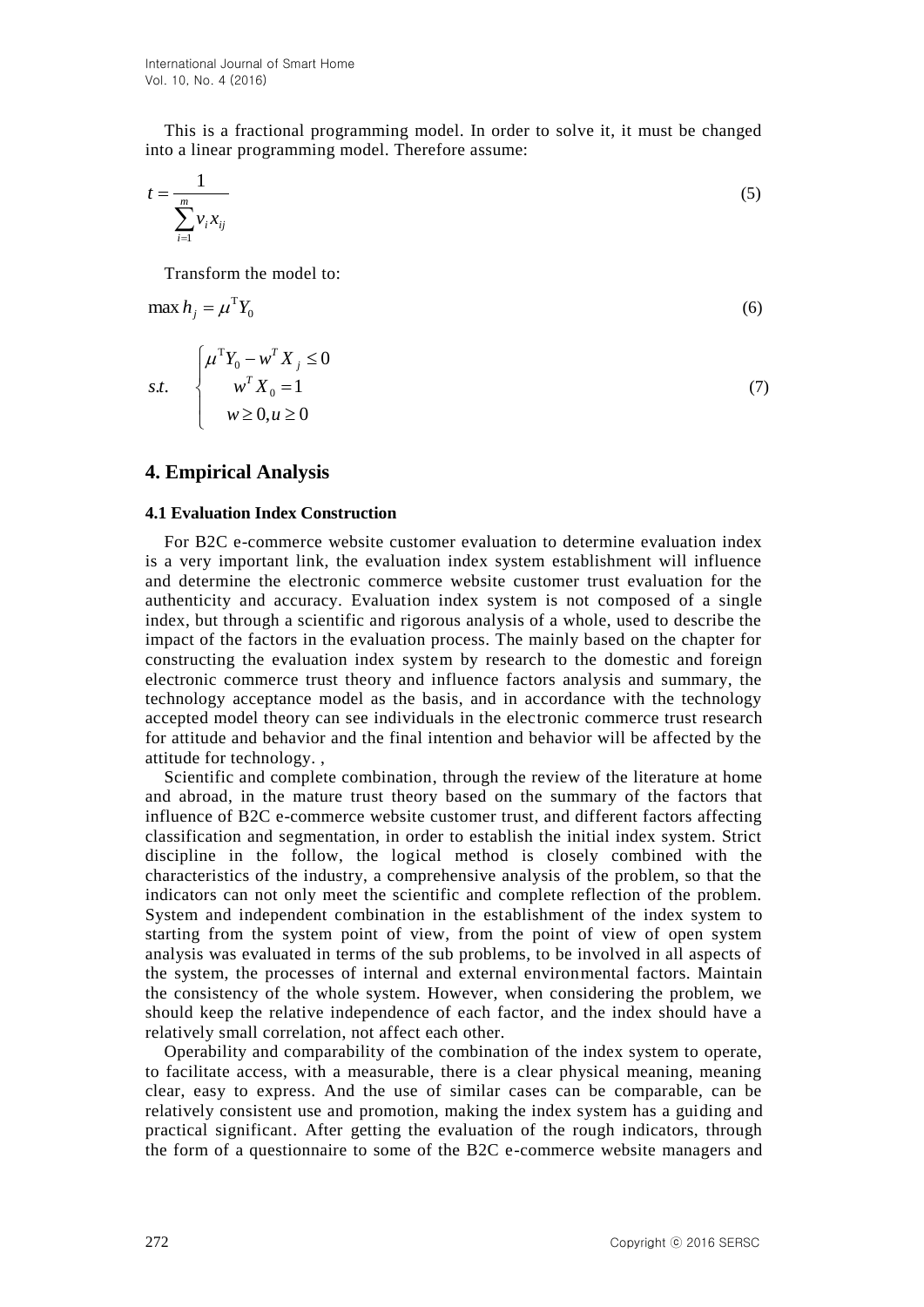This is a fractional programming model. In order to solve it, it must be changed into a linear programming model. Therefore assume:

$$t = \frac{1}{\sum_{i=1}^{m} v_i x_{ij}} \tag{5}$$

Transform the model to:

$$\max h_j = \mu^{\mathrm{T}} Y_0 \tag{6}$$

$$s.t. \quad \begin{cases} \mu^{\mathrm{T}} Y_0 - w^T X_j \leq 0 \\ w^T X_0 = 1 \\ w \geq 0, u \geq 0 \end{cases} \tag{7}$$

## 4. Empirical Analysis

### 4.1 Evaluation Index Construction

For B2C e-commerce website customer evaluation to determine evaluation index is a very important link, the evaluation index system establishment will influence and determine the electronic commerce website customer trust evaluation for the authenticity and accuracy. Evaluation index system is not composed of a single index, but through a scientific and rigorous analysis of a whole, used to describe the impact of the factors in the evaluation process. The mainly based on the chapter for constructing the evaluation index system by research to the domestic and foreign electronic commerce trust theory and influence factors analysis and summary, the technology acceptance model as the basis, and in accordance with the technology accepted model theory can see individuals in the electronic commerce trust research for attitude and behavior and the final intention and behavior will be affected by the attitude for technology. ,

Scientific and complete combination, through the review of the literature at home and abroad, in the mature trust theory based on the summary of the factors that influence of B2C e-commerce website customer trust, and different factors affecting classification and segmentation, in order to establish the initial index system. Strict discipline in the follow, the logical method is closely combined with the characteristics of the industry, a comprehensive analysis of the problem, so that the indicators can not only meet the scientific and complete reflection of the problem. System and independent combination in the establishment of the index system to starting from the system point of view, from the point of view of open system analysis was evaluated in terms of the sub problems, to be involved in all aspects of the system, the processes of internal and external environmental factors. Maintain the consistency of the whole system. However, when considering the problem, we should keep the relative independence of each factor, and the index should have a relatively small correlation, not affect each other.

Operability and comparability of the combination of the index system to operate, to facilitate access, with a measurable, there is a clear physical meaning, meaning clear, easy to express. And the use of similar cases can be comparable, can be relatively consistent use and promotion, making the index system has a guiding and practical significant. After getting the evaluation of the rough indicators, through the form of a questionnaire to some of the B2C e-commerce website managers and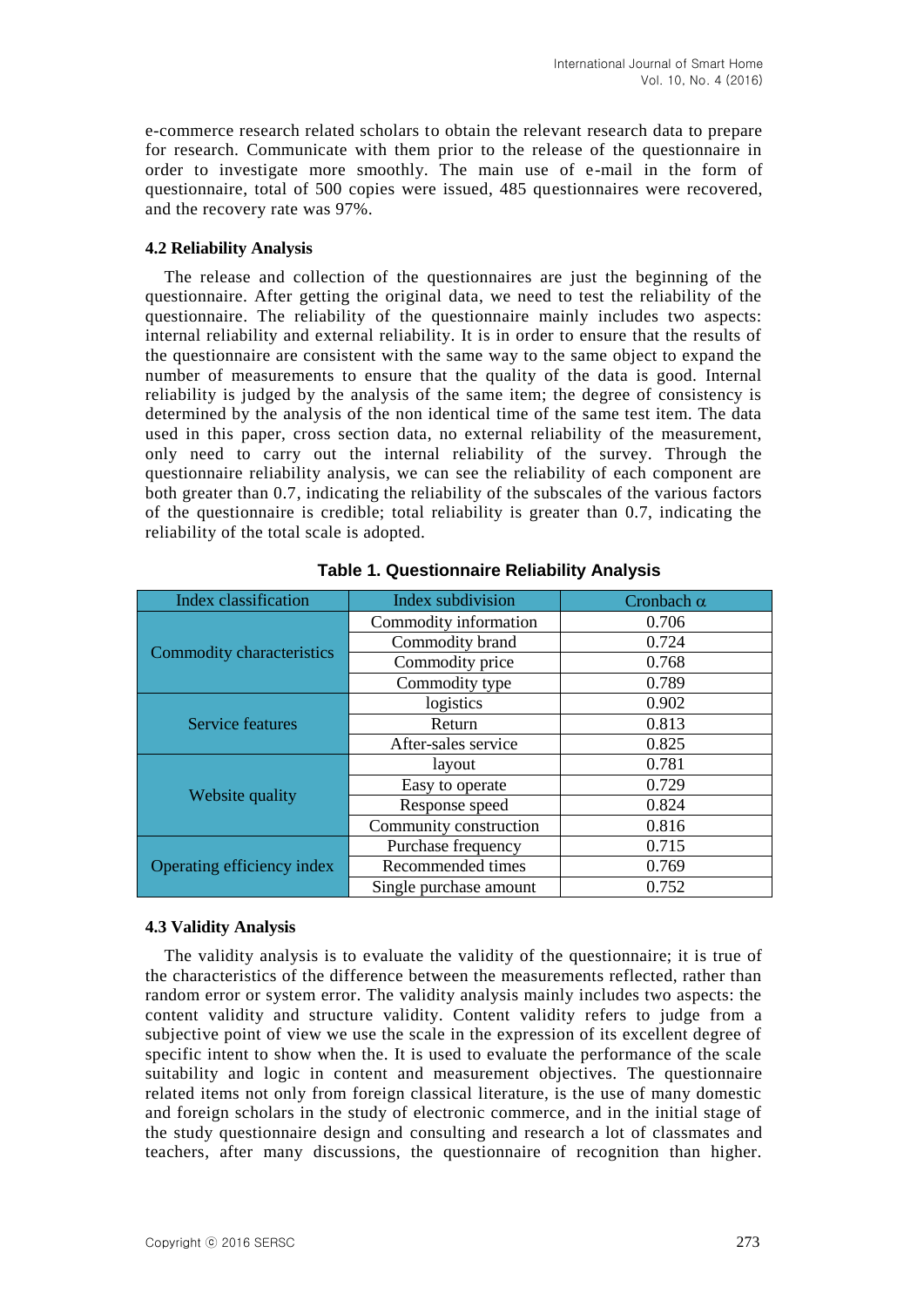e-commerce research related scholars to obtain the relevant research data to prepare for research. Communicate with them prior to the release of the questionnaire in order to investigate more smoothly. The main use of e-mail in the form of questionnaire, total of 500 copies were issued, 485 questionnaires were recovered, and the recovery rate was 97%.

### 4.2 Reliability Analysis

The release and collection of the questionnaires are just the beginning of the questionnaire. After getting the original data, we need to test the reliability of the questionnaire. The reliability of the questionnaire mainly includes two aspects: internal reliability and external reliability. It is in order to ensure that the results of the questionnaire are consistent with the same way to the same object to expand the number of measurements to ensure that the quality of the data is good. Internal reliability is judged by the analysis of the same item; the degree of consistency is determined by the analysis of the non identical time of the same test item. The data used in this paper, cross section data, no external reliability of the measurement, only need to carry out the internal reliability of the survey. Through the questionnaire reliability analysis, we can see the reliability of each component are both greater than 0.7, indicating the reliability of the subscales of the various factors of the questionnaire is credible; total reliability is greater than 0.7, indicating the reliability of the total scale is adopted.

**Table 1. Questionnaire Reliability Analysis**

| Index classification | Index subdivision | Cronbach α |
|---|---|---|
| Commodity characteristics | Commodity information | 0.706 |
| | Commodity brand | 0.724 |
| | Commodity price | 0.768 |
| | Commodity type | 0.789 |
| Service features | logistics | 0.902 |
| | Return | 0.813 |
| | After-sales service | 0.825 |
| Website quality | layout | 0.781 |
| | Easy to operate | 0.729 |
| | Response speed | 0.824 |
| | Community construction | 0.816 |
| Operating efficiency index | Purchase frequency | 0.715 |
| | Recommended times | 0.769 |
| | Single purchase amount | 0.752 |

### 4.3 Validity Analysis

The validity analysis is to evaluate the validity of the questionnaire; it is true of the characteristics of the difference between the measurements reflected, rather than random error or system error. The validity analysis mainly includes two aspects: the content validity and structure validity. Content validity refers to judge from a subjective point of view we use the scale in the expression of its excellent degree of specific intent to show when the. It is used to evaluate the performance of the scale suitability and logic in content and measurement objectives. The questionnaire related items not only from foreign classical literature, is the use of many domestic and foreign scholars in the study of electronic commerce, and in the initial stage of the study questionnaire design and consulting and research a lot of classmates and teachers, after many discussions, the questionnaire of recognition than higher.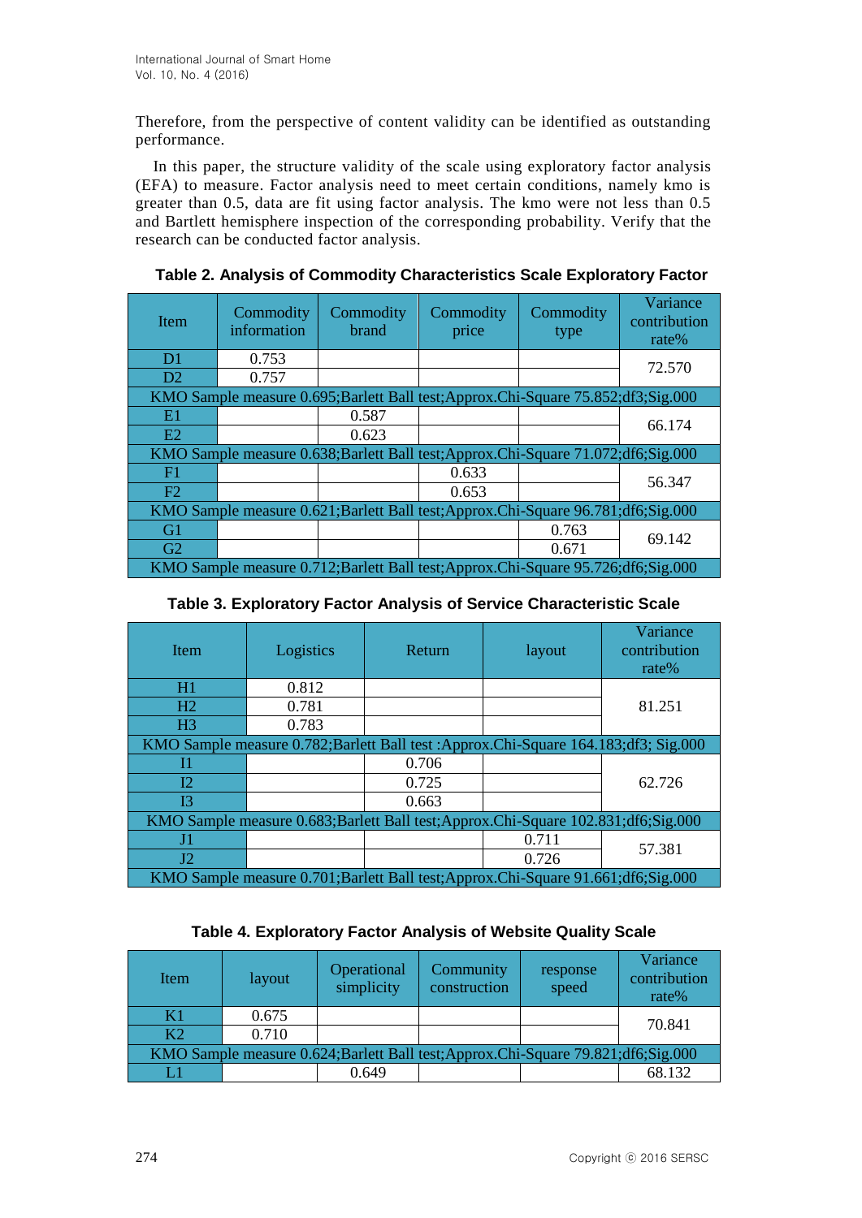Therefore, from the perspective of content validity can be identified as outstanding performance.

In this paper, the structure validity of the scale using exploratory factor analysis (EFA) to measure. Factor analysis need to meet certain conditions, namely kmo is greater than 0.5, data are fit using factor analysis. The kmo were not less than 0.5 and Bartlett hemisphere inspection of the corresponding probability. Verify that the research can be conducted factor analysis.

**Table 2. Analysis of Commodity Characteristics Scale Exploratory Factor**

| Item | Commodity information | Commodity brand | Commodity price | Commodity type | Variance contribution rate% |
|---|---|---|---|---|---|
| D1 | 0.753 | | | | 72.570 |
| D2 | 0.757 | | | | |
| KMO Sample measure 0.695;Barlett Ball test;Approx.Chi-Square 75.852;df3;Sig.000 | | | | | |
| E1 | | 0.587 | | | 66.174 |
| E2 | | 0.623 | | | |
| KMO Sample measure 0.638;Barlett Ball test;Approx.Chi-Square 71.072;df6;Sig.000 | | | | | |
| F1 | | | 0.633 | | 56.347 |
| F2 | | | 0.653 | | |
| KMO Sample measure 0.621;Barlett Ball test;Approx.Chi-Square 96.781;df6;Sig.000 | | | | | |
| G1 | | | | 0.763 | 69.142 |
| G2 | | | | 0.671 | |
| KMO Sample measure 0.712;Barlett Ball test;Approx.Chi-Square 95.726;df6;Sig.000 | | | | | |

**Table 3. Exploratory Factor Analysis of Service Characteristic Scale**

| Item | Logistics | Return | layout | Variance contribution rate% |
|---|---|---|---|---|
| H1 | 0.812 | | | 81.251 |
| H2 | 0.781 | | | |
| H3 | 0.783 | | | |
| KMO Sample measure 0.782;Barlett Ball test :Approx.Chi-Square 164.183;df3; Sig.000 | | | | |
| I1 | | 0.706 | | 62.726 |
| I2 | | 0.725 | | |
| I3 | | 0.663 | | |
| KMO Sample measure 0.683;Barlett Ball test;Approx.Chi-Square 102.831;df6;Sig.000 | | | | |
| J1 | | | 0.711 | 57.381 |
| J2 | | | 0.726 | |
| KMO Sample measure 0.701;Barlett Ball test;Approx.Chi-Square 91.661;df6;Sig.000 | | | | |

**Table 4. Exploratory Factor Analysis of Website Quality Scale**

| Item | layout | Operational simplicity | Community construction | response speed | Variance contribution rate% |
|---|---|---|---|---|---|
| K1 | 0.675 | | | | 70.841 |
| K2 | 0.710 | | | | |
| KMO Sample measure 0.624;Barlett Ball test;Approx.Chi-Square 79.821;df6;Sig.000 | | | | | |
| L1 | | 0.649 | | | 68.132 |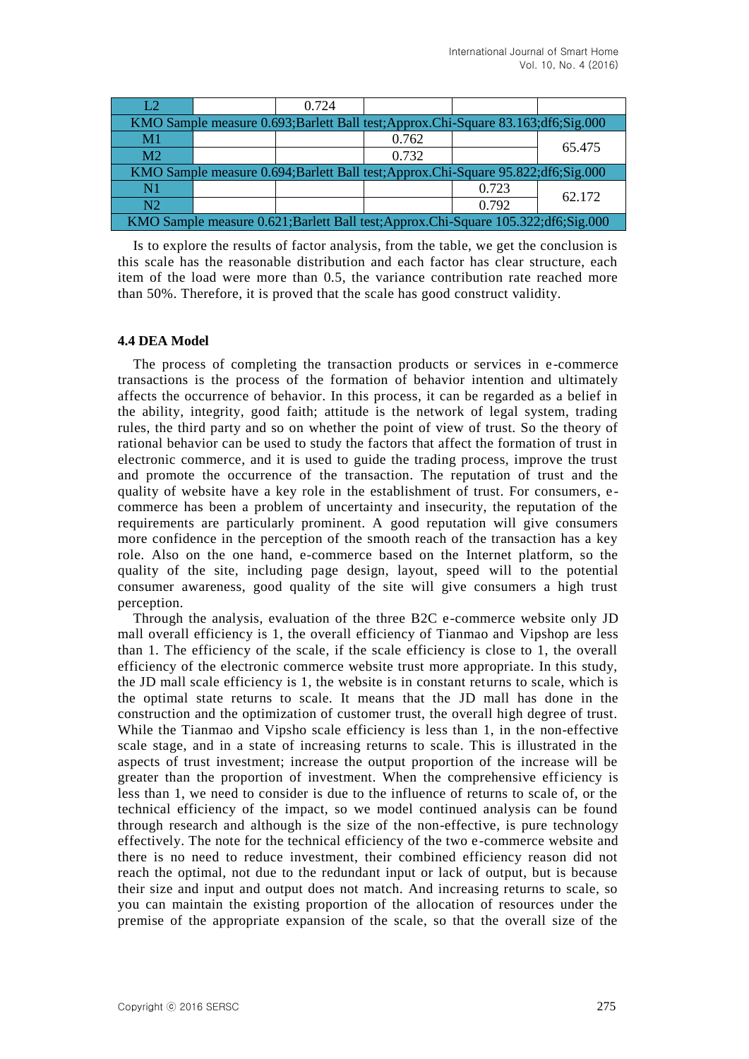| L2 | | 0.724 | | | |
|---|---|---|---|---|---|
| KMO Sample measure 0.693;Barlett Ball test;Approx.Chi-Square 83.163;df6;Sig.000 | | | | | |
| M1 | | | 0.762 | | 65.475 |
| M2 | | | 0.732 | | |
| KMO Sample measure 0.694;Barlett Ball test;Approx.Chi-Square 95.822;df6;Sig.000 | | | | | |
| N1 | | | | 0.723 | 62.172 |
| N2 | | | | 0.792 | |
| KMO Sample measure 0.621;Barlett Ball test;Approx.Chi-Square 105.322;df6;Sig.000 | | | | | |

Is to explore the results of factor analysis, from the table, we get the conclusion is this scale has the reasonable distribution and each factor has clear structure, each item of the load were more than 0.5, the variance contribution rate reached more than 50%. Therefore, it is proved that the scale has good construct validity.

#### 4.4 DEA Model

The process of completing the transaction products or services in e-commerce transactions is the process of the formation of behavior intention and ultimately affects the occurrence of behavior. In this process, it can be regarded as a belief in the ability, integrity, good faith; attitude is the network of legal system, trading rules, the third party and so on whether the point of view of trust. So the theory of rational behavior can be used to study the factors that affect the formation of trust in electronic commerce, and it is used to guide the trading process, improve the trust and promote the occurrence of the transaction. The reputation of trust and the quality of website have a key role in the establishment of trust. For consumers, e-commerce has been a problem of uncertainty and insecurity, the reputation of the requirements are particularly prominent. A good reputation will give consumers more confidence in the perception of the smooth reach of the transaction has a key role. Also on the one hand, e-commerce based on the Internet platform, so the quality of the site, including page design, layout, speed will to the potential consumer awareness, good quality of the site will give consumers a high trust perception.

Through the analysis, evaluation of the three B2C e-commerce website only JD mall overall efficiency is 1, the overall efficiency of Tianmao and Vipshop are less than 1. The efficiency of the scale, if the scale efficiency is close to 1, the overall efficiency of the electronic commerce website trust more appropriate. In this study, the JD mall scale efficiency is 1, the website is in constant returns to scale, which is the optimal state returns to scale. It means that the JD mall has done in the construction and the optimization of customer trust, the overall high degree of trust. While the Tianmao and Vipsho scale efficiency is less than 1, in the non-effective scale stage, and in a state of increasing returns to scale. This is illustrated in the aspects of trust investment; increase the output proportion of the increase will be greater than the proportion of investment. When the comprehensive efficiency is less than 1, we need to consider is due to the influence of returns to scale of, or the technical efficiency of the impact, so we model continued analysis can be found through research and although is the size of the non-effective, is pure technology effectively. The note for the technical efficiency of the two e-commerce website and there is no need to reduce investment, their combined efficiency reason did not reach the optimal, not due to the redundant input or lack of output, but is because their size and input and output does not match. And increasing returns to scale, so you can maintain the existing proportion of the allocation of resources under the premise of the appropriate expansion of the scale, so that the overall size of the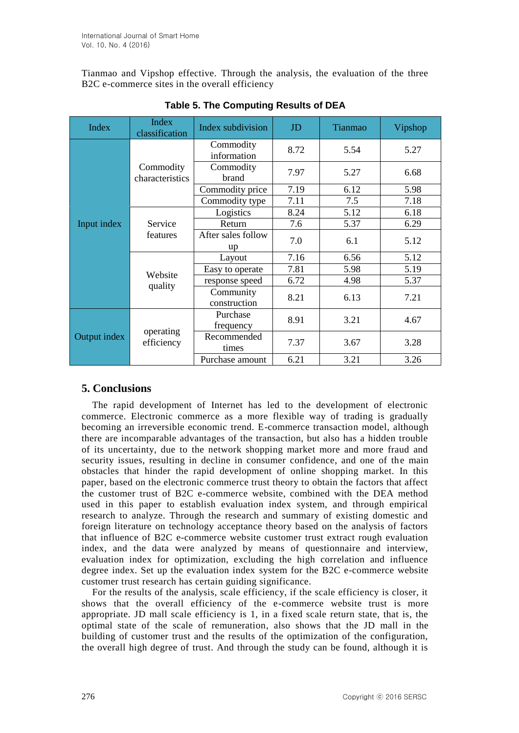Tianmao and Vipshop effective. Through the analysis, the evaluation of the three B2C e-commerce sites in the overall efficiency

**Table 5. The Computing Results of DEA**

| Index | Index classification | Index subdivision | JD | Tianmao | Vipshop |
|---|---|---|---|---|---|
| Input index | Commodity characteristics | Commodity information | 8.72 | 5.54 | 5.27 |
| | | Commodity brand | 7.97 | 5.27 | 6.68 |
| | | Commodity price | 7.19 | 6.12 | 5.98 |
| | | Commodity type | 7.11 | 7.5 | 7.18 |
| | Service features | Logistics | 8.24 | 5.12 | 6.18 |
| | | Return | 7.6 | 5.37 | 6.29 |
| | | After sales follow up | 7.0 | 6.1 | 5.12 |
| | Website quality | Layout | 7.16 | 6.56 | 5.12 |
| | | Easy to operate | 7.81 | 5.98 | 5.19 |
| | | response speed | 6.72 | 4.98 | 5.37 |
| | | Community construction | 8.21 | 6.13 | 7.21 |
| Output index | operating efficiency | Purchase frequency | 8.91 | 3.21 | 4.67 |
| | | Recommended times | 7.37 | 3.67 | 3.28 |
| | | Purchase amount | 6.21 | 3.21 | 3.26 |

## 5. Conclusions

The rapid development of Internet has led to the development of electronic commerce. Electronic commerce as a more flexible way of trading is gradually becoming an irreversible economic trend. E-commerce transaction model, although there are incomparable advantages of the transaction, but also has a hidden trouble of its uncertainty, due to the network shopping market more and more fraud and security issues, resulting in decline in consumer confidence, and one of the main obstacles that hinder the rapid development of online shopping market. In this paper, based on the electronic commerce trust theory to obtain the factors that affect the customer trust of B2C e-commerce website, combined with the DEA method used in this paper to establish evaluation index system, and through empirical research to analyze. Through the research and summary of existing domestic and foreign literature on technology acceptance theory based on the analysis of factors that influence of B2C e-commerce website customer trust extract rough evaluation index, and the data were analyzed by means of questionnaire and interview, evaluation index for optimization, excluding the high correlation and influence degree index. Set up the evaluation index system for the B2C e-commerce website customer trust research has certain guiding significance.

For the results of the analysis, scale efficiency, if the scale efficiency is closer, it shows that the overall efficiency of the e-commerce website trust is more appropriate. JD mall scale efficiency is 1, in a fixed scale return state, that is, the optimal state of the scale of remuneration, also shows that the JD mall in the building of customer trust and the results of the optimization of the configuration, the overall high degree of trust. And through the study can be found, although it is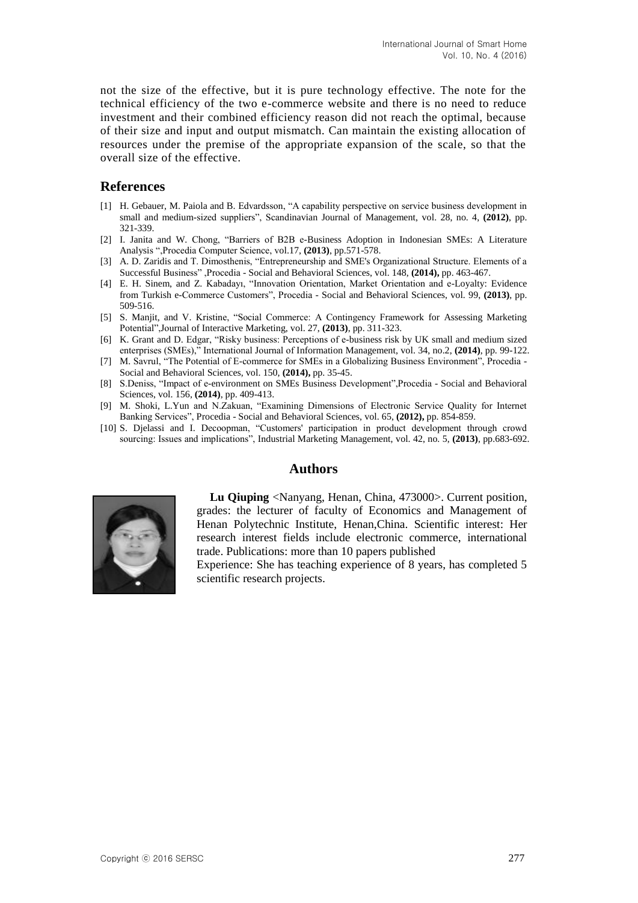not the size of the effective, but it is pure technology effective. The note for the technical efficiency of the two e-commerce website and there is no need to reduce investment and their combined efficiency reason did not reach the optimal, because of their size and input and output mismatch. Can maintain the existing allocation of resources under the premise of the appropriate expansion of the scale, so that the overall size of the effective.

## References

[1] H. Gebauer, M. Paiola and B. Edvardsson, "A capability perspective on service business development in small and medium-sized suppliers", Scandinavian Journal of Management, vol. 28, no. 4, **(2012)**, pp. 321-339.

[2] I. Janita and W. Chong, "Barriers of B2B e-Business Adoption in Indonesian SMEs: A Literature Analysis ",Procedia Computer Science, vol.17, **(2013)**, pp.571-578.

[3] A. D. Zaridis and T. Dimosthenis, "Entrepreneurship and SME's Organizational Structure. Elements of a Successful Business" ,Procedia - Social and Behavioral Sciences, vol. 148, **(2014),** pp. 463-467.

[4] E. H. Sinem, and Z. Kabadayı, "Innovation Orientation, Market Orientation and e-Loyalty: Evidence from Turkish e-Commerce Customers", Procedia - Social and Behavioral Sciences, vol. 99, **(2013)**, pp. 509-516.

[5] S. Manjit, and V. Kristine, "Social Commerce: A Contingency Framework for Assessing Marketing Potential",Journal of Interactive Marketing, vol. 27, **(2013)**, pp. 311-323.

[6] K. Grant and D. Edgar, "Risky business: Perceptions of e-business risk by UK small and medium sized enterprises (SMEs)," International Journal of Information Management, vol. 34, no.2, **(2014)**, pp. 99-122.

[7] M. Savrul, "The Potential of E-commerce for SMEs in a Globalizing Business Environment", Procedia - Social and Behavioral Sciences, vol. 150, **(2014),** pp. 35-45.

[8] S.Deniss, "Impact of e-environment on SMEs Business Development",Procedia - Social and Behavioral Sciences, vol. 156, **(2014)**, pp. 409-413.

[9] M. Shoki, L.Yun and N.Zakuan, "Examining Dimensions of Electronic Service Quality for Internet Banking Services", Procedia - Social and Behavioral Sciences, vol. 65, **(2012),** pp. 854-859.

[10] S. Djelassi and I. Decoopman, "Customers' participation in product development through crowd sourcing: Issues and implications", Industrial Marketing Management, vol. 42, no. 5, **(2013)**, pp.683-692.

## Authors

**Lu Qiuping** <Nanyang, Henan, China, 473000>. Current position, grades: the lecturer of faculty of Economics and Management of Henan Polytechnic Institute, Henan,China. Scientific interest: Her research interest fields include electronic commerce, international trade. Publications: more than 10 papers published

Experience: She has teaching experience of 8 years, has completed 5 scientific research projects.